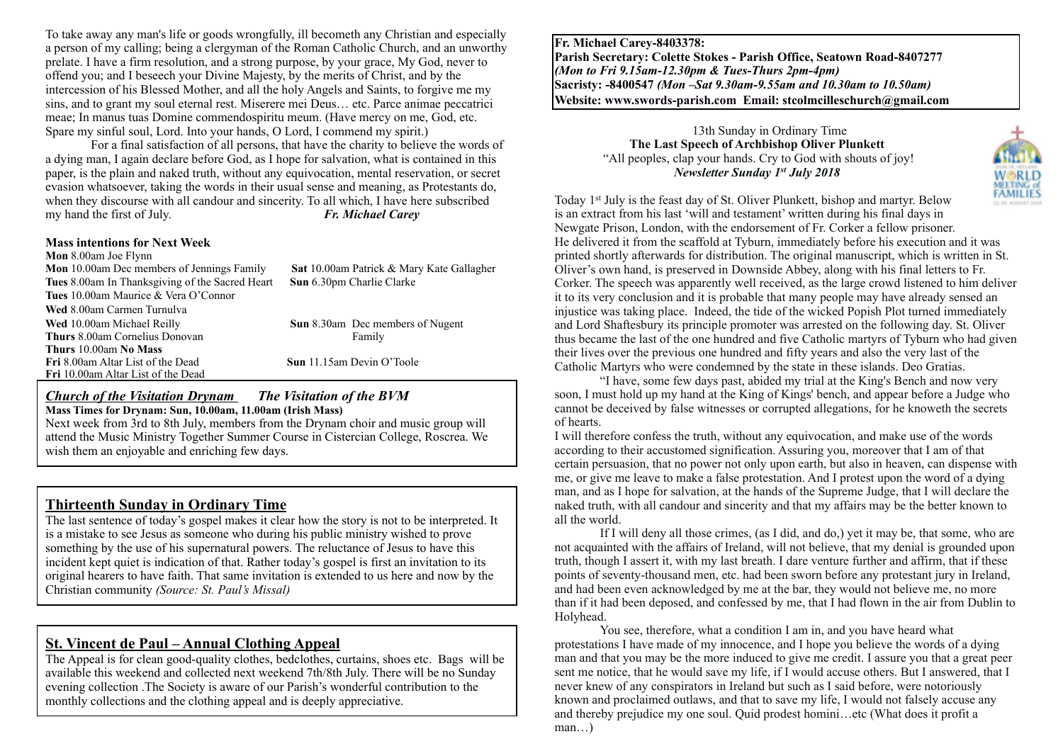To take away any man's life or goods wrongfully, ill becometh any Christian and especially a person of my calling; being a clergyman of the Roman Catholic Church, and an unworthy prelate. I have a firm resolution, and a strong purpose, by your grace, My God, never to offend you; and I beseech your Divine Majesty, by the merits of Christ, and by the intercession of his Blessed Mother, and all the holy Angels and Saints, to forgive me my sins, and to grant my soul eternal rest. Miserere mei Deus… etc. Parce animae peccatrici meae; In manus tuas Domine commendospiritu meum. (Have mercy on me, God, etc. Spare my sinful soul, Lord. Into your hands, O Lord, I commend my spirit.)

For a final satisfaction of all persons, that have the charity to believe the words of a dying man, I again declare before God, as I hope for salvation, what is contained in this paper, is the plain and naked truth, without any equivocation, mental reservation, or secret evasion whatsoever, taking the words in their usual sense and meaning, as Protestants do, when they discourse with all candour and sincerity. To all which, I have here subscribed my hand the first of July. ***Fr. Michael Carey***

### Mass intentions for Next Week

**Mon** 8.00am Joe Flynn
**Mon** 10.00am Dec members of Jennings Family
**Tues** 8.00am In Thanksgiving of the Sacred Heart
**Tues** 10.00am Maurice & Vera O'Connor
**Wed** 8.00am Carmen Turnulva
**Wed** 10.00am Michael Reilly
**Thurs** 8.00am Cornelius Donovan
**Thurs** 10.00am **No Mass**
**Fri** 8.00am Altar List of the Dead
**Fri** 10.00am Altar List of the Dead
**Sat** 10.00am Patrick & Mary Kate Gallagher
**Sun** 6.30pm Charlie Clarke
**Sun** 8.30am Dec members of Nugent Family
**Sun** 11.15am Devin O'Toole

### *Church of the Visitation Drynam* *The Visitation of the BVM*

**Mass Times for Drynam: Sun, 10.00am, 11.00am (Irish Mass)**

Next week from 3rd to 8th July, members from the Drynam choir and music group will attend the Music Ministry Together Summer Course in Cistercian College, Roscrea. We wish them an enjoyable and enriching few days.

## Thirteenth Sunday in Ordinary Time

The last sentence of today's gospel makes it clear how the story is not to be interpreted. It is a mistake to see Jesus as someone who during his public ministry wished to prove something by the use of his supernatural powers. The reluctance of Jesus to have this incident kept quiet is indication of that. Rather today's gospel is first an invitation to its original hearers to have faith. That same invitation is extended to us here and now by the Christian community *(Source: St. Paul's Missal)*

## St. Vincent de Paul – Annual Clothing Appeal

The Appeal is for clean good-quality clothes, bedclothes, curtains, shoes etc. Bags will be available this weekend and collected next weekend 7th/8th July. There will be no Sunday evening collection .The Society is aware of our Parish's wonderful contribution to the monthly collections and the clothing appeal and is deeply appreciative.

**Fr. Michael Carey-8403378:**
**Parish Secretary: Colette Stokes - Parish Office, Seatown Road-8407277**
***(Mon to Fri 9.15am-12.30pm & Tues-Thurs 2pm-4pm)***
**Sacristy: -8400547 *(Mon –Sat 9.30am-9.55am and 10.30am to 10.50am)***
**Website: www.swords-parish.com Email: stcolmcilleschurch@gmail.com**

13th Sunday in Ordinary Time
**The Last Speech of Archbishop Oliver Plunkett**
"All peoples, clap your hands. Cry to God with shouts of joy!
***Newsletter Sunday 1st July 2018***

Today 1st July is the feast day of St. Oliver Plunkett, bishop and martyr. Below is an extract from his last 'will and testament' written during his final days in Newgate Prison, London, with the endorsement of Fr. Corker a fellow prisoner. He delivered it from the scaffold at Tyburn, immediately before his execution and it was printed shortly afterwards for distribution. The original manuscript, which is written in St. Oliver's own hand, is preserved in Downside Abbey, along with his final letters to Fr. Corker. The speech was apparently well received, as the large crowd listened to him deliver it to its very conclusion and it is probable that many people may have already sensed an injustice was taking place. Indeed, the tide of the wicked Popish Plot turned immediately and Lord Shaftesbury its principle promoter was arrested on the following day. St. Oliver thus became the last of the one hundred and five Catholic martyrs of Tyburn who had given their lives over the previous one hundred and fifty years and also the very last of the Catholic Martyrs who were condemned by the state in these islands. Deo Gratias.

"I have, some few days past, abided my trial at the King's Bench and now very soon, I must hold up my hand at the King of Kings' bench, and appear before a Judge who cannot be deceived by false witnesses or corrupted allegations, for he knoweth the secrets of hearts.

I will therefore confess the truth, without any equivocation, and make use of the words according to their accustomed signification. Assuring you, moreover that I am of that certain persuasion, that no power not only upon earth, but also in heaven, can dispense with me, or give me leave to make a false protestation. And I protest upon the word of a dying man, and as I hope for salvation, at the hands of the Supreme Judge, that I will declare the naked truth, with all candour and sincerity and that my affairs may be the better known to all the world.

If I will deny all those crimes, (as I did, and do,) yet it may be, that some, who are not acquainted with the affairs of Ireland, will not believe, that my denial is grounded upon truth, though I assert it, with my last breath. I dare venture further and affirm, that if these points of seventy-thousand men, etc. had been sworn before any protestant jury in Ireland, and had been even acknowledged by me at the bar, they would not believe me, no more than if it had been deposed, and confessed by me, that I had flown in the air from Dublin to Holyhead.

You see, therefore, what a condition I am in, and you have heard what protestations I have made of my innocence, and I hope you believe the words of a dying man and that you may be the more induced to give me credit. I assure you that a great peer sent me notice, that he would save my life, if I would accuse others. But I answered, that I never knew of any conspirators in Ireland but such as I said before, were notoriously known and proclaimed outlaws, and that to save my life, I would not falsely accuse any and thereby prejudice my one soul. Quid prodest homini…etc (What does it profit a man…)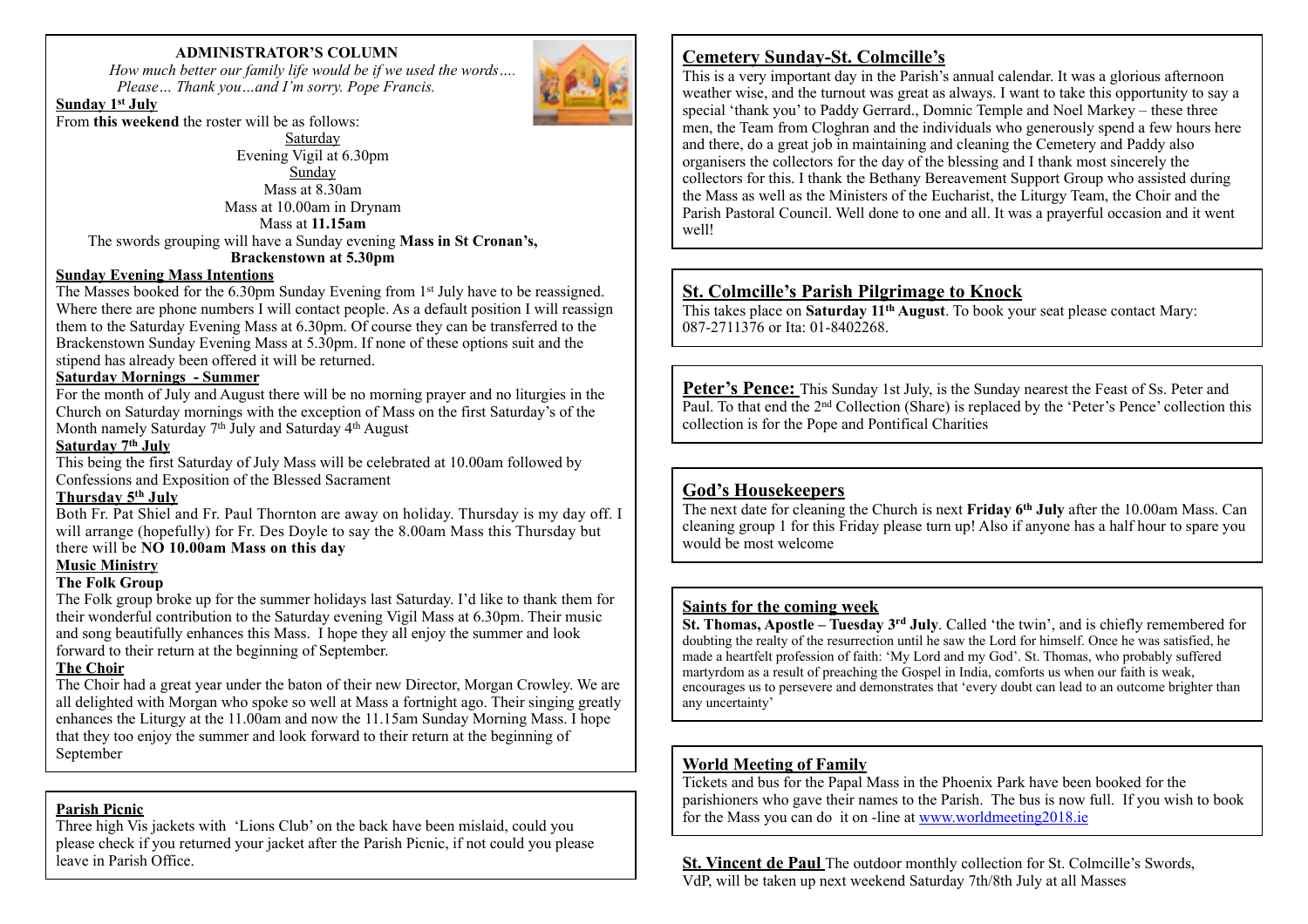**ADMINISTRATOR'S COLUMN**

*How much better our family life would be if we used the words…. Please… Thank you…and I'm sorry. Pope Francis.*

**Sunday 1st July**

From **this weekend** the roster will be as follows:

Saturday
Evening Vigil at 6.30pm
Sunday
Mass at 8.30am
Mass at 10.00am in Drynam
Mass at **11.15am**

The swords grouping will have a Sunday evening **Mass in St Cronan's, Brackenstown at 5.30pm**

**Sunday Evening Mass Intentions**

The Masses booked for the 6.30pm Sunday Evening from 1st July have to be reassigned. Where there are phone numbers I will contact people. As a default position I will reassign them to the Saturday Evening Mass at 6.30pm. Of course they can be transferred to the Brackenstown Sunday Evening Mass at 5.30pm. If none of these options suit and the stipend has already been offered it will be returned.

**Saturday Mornings - Summer**

For the month of July and August there will be no morning prayer and no liturgies in the Church on Saturday mornings with the exception of Mass on the first Saturday's of the Month namely Saturday 7th July and Saturday 4th August

**Saturday 7th July**

This being the first Saturday of July Mass will be celebrated at 10.00am followed by Confessions and Exposition of the Blessed Sacrament

**Thursday 5th July**

Both Fr. Pat Shiel and Fr. Paul Thornton are away on holiday. Thursday is my day off. I will arrange (hopefully) for Fr. Des Doyle to say the 8.00am Mass this Thursday but there will be **NO 10.00am Mass on this day**

**Music Ministry**

**The Folk Group**

The Folk group broke up for the summer holidays last Saturday. I'd like to thank them for their wonderful contribution to the Saturday evening Vigil Mass at 6.30pm. Their music and song beautifully enhances this Mass. I hope they all enjoy the summer and look forward to their return at the beginning of September.

**The Choir**

The Choir had a great year under the baton of their new Director, Morgan Crowley. We are all delighted with Morgan who spoke so well at Mass a fortnight ago. Their singing greatly enhances the Liturgy at the 11.00am and now the 11.15am Sunday Morning Mass. I hope that they too enjoy the summer and look forward to their return at the beginning of September

**Parish Picnic**

Three high Vis jackets with 'Lions Club' on the back have been mislaid, could you please check if you returned your jacket after the Parish Picnic, if not could you please leave in Parish Office.

**Cemetery Sunday-St. Colmcille's**

This is a very important day in the Parish's annual calendar. It was a glorious afternoon weather wise, and the turnout was great as always. I want to take this opportunity to say a special 'thank you' to Paddy Gerrard., Domnic Temple and Noel Markey – these three men, the Team from Cloghran and the individuals who generously spend a few hours here and there, do a great job in maintaining and cleaning the Cemetery and Paddy also organisers the collectors for the day of the blessing and I thank most sincerely the collectors for this. I thank the Bethany Bereavement Support Group who assisted during the Mass as well as the Ministers of the Eucharist, the Liturgy Team, the Choir and the Parish Pastoral Council. Well done to one and all. It was a prayerful occasion and it went well!

**St. Colmcille's Parish Pilgrimage to Knock**

This takes place on **Saturday 11th August**. To book your seat please contact Mary: 087-2711376 or Ita: 01-8402268.

**Peter's Pence:** This Sunday 1st July, is the Sunday nearest the Feast of Ss. Peter and Paul. To that end the 2nd Collection (Share) is replaced by the 'Peter's Pence' collection this collection is for the Pope and Pontifical Charities

**God's Housekeepers**

The next date for cleaning the Church is next **Friday 6th July** after the 10.00am Mass. Can cleaning group 1 for this Friday please turn up! Also if anyone has a half hour to spare you would be most welcome

**Saints for the coming week**

**St. Thomas, Apostle – Tuesday 3rd July**. Called 'the twin', and is chiefly remembered for doubting the realty of the resurrection until he saw the Lord for himself. Once he was satisfied, he made a heartfelt profession of faith: 'My Lord and my God'. St. Thomas, who probably suffered martyrdom as a result of preaching the Gospel in India, comforts us when our faith is weak, encourages us to persevere and demonstrates that 'every doubt can lead to an outcome brighter than any uncertainty'

**World Meeting of Family**

Tickets and bus for the Papal Mass in the Phoenix Park have been booked for the parishioners who gave their names to the Parish. The bus is now full. If you wish to book for the Mass you can do it on -line at www.worldmeeting2018.ie

**St. Vincent de Paul** The outdoor monthly collection for St. Colmcille's Swords, VdP, will be taken up next weekend Saturday 7th/8th July at all Masses